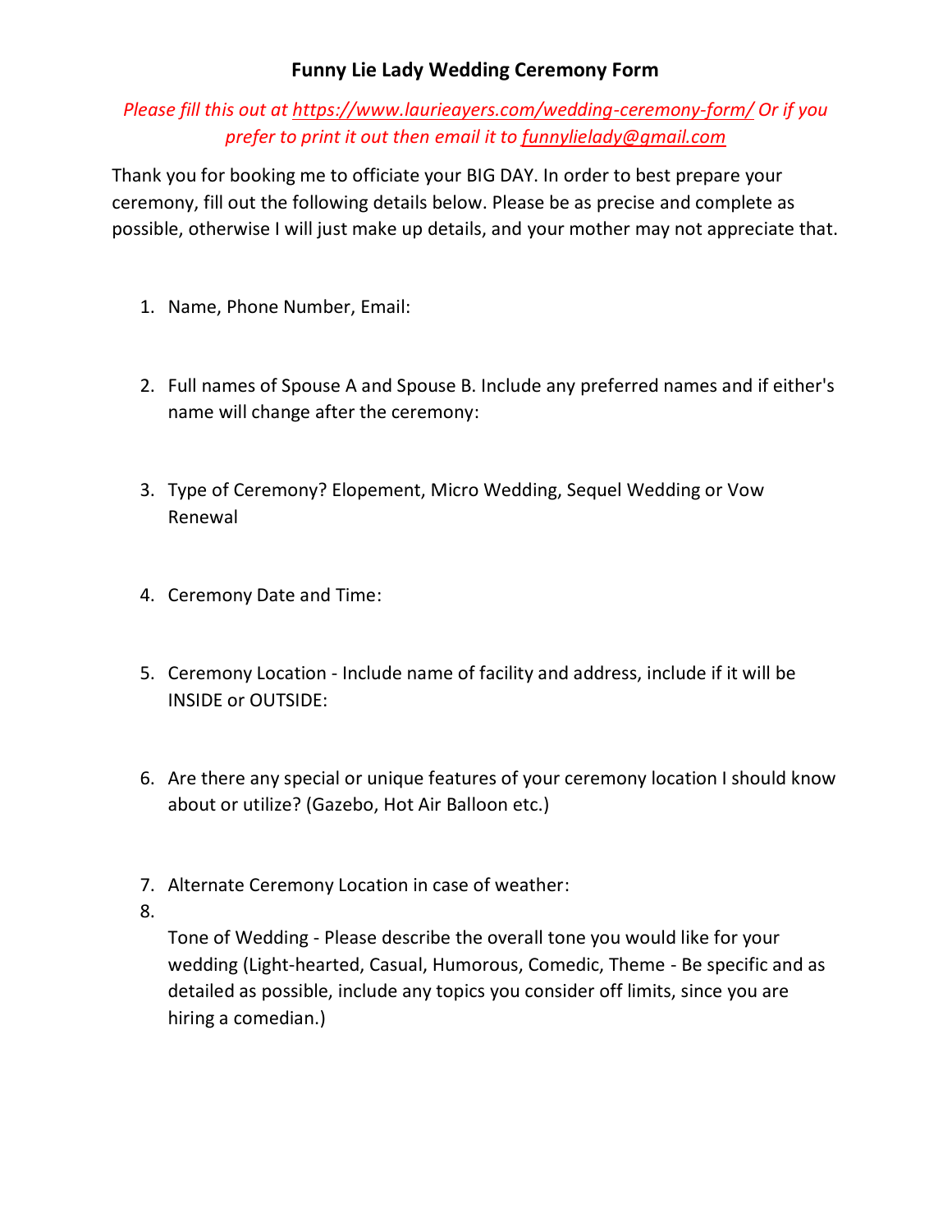# Funny Lie Lady Wedding Ceremony Form

*Please fill this out at [https://www.laurieayers.com/wedding-ceremony-form/](https://www.laurieayers.com/wedding-ceremony-form/) Or if you prefer to print it out then email it to [funnylielady@gmail.com](mailto:funnylielady@gmail.com)*

Thank you for booking me to officiate your BIG DAY. In order to best prepare your ceremony, fill out the following details below. Please be as precise and complete as possible, otherwise I will just make up details, and your mother may not appreciate that.

1. Name, Phone Number, Email:

2. Full names of Spouse A and Spouse B. Include any preferred names and if either's name will change after the ceremony:

3. Type of Ceremony? Elopement, Micro Wedding, Sequel Wedding or Vow Renewal

4. Ceremony Date and Time:

5. Ceremony Location - Include name of facility and address, include if it will be INSIDE or OUTSIDE:

6. Are there any special or unique features of your ceremony location I should know about or utilize? (Gazebo, Hot Air Balloon etc.)

7. Alternate Ceremony Location in case of weather:

8. Tone of Wedding - Please describe the overall tone you would like for your wedding (Light-hearted, Casual, Humorous, Comedic, Theme - Be specific and as detailed as possible, include any topics you consider off limits, since you are hiring a comedian.)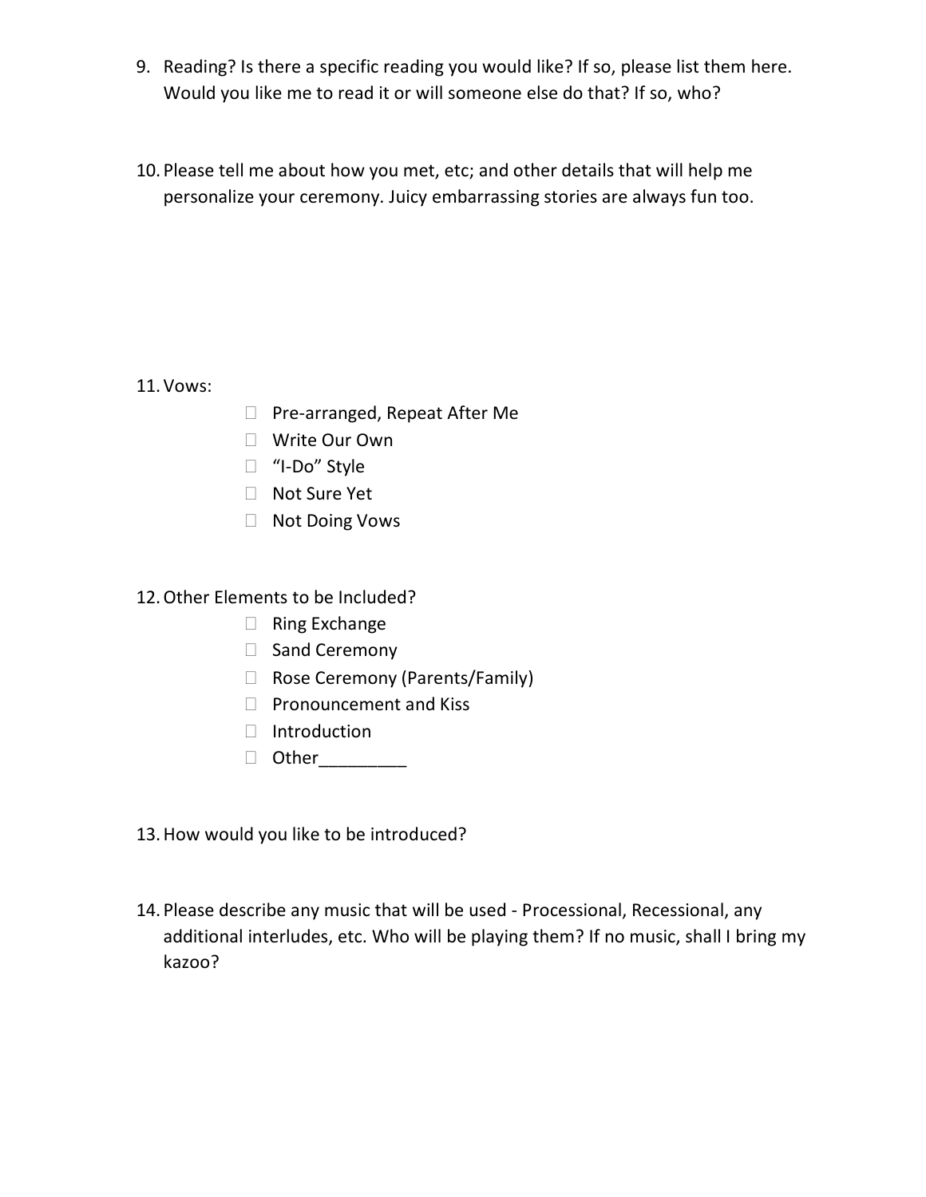9. Reading? Is there a specific reading you would like? If so, please list them here. Would you like me to read it or will someone else do that? If so, who?

10. Please tell me about how you met, etc; and other details that will help me personalize your ceremony. Juicy embarrassing stories are always fun too.

11. Vows:
    - ☐ Pre-arranged, Repeat After Me
    - ☐ Write Our Own
    - ☐ "I-Do" Style
    - ☐ Not Sure Yet
    - ☐ Not Doing Vows

12. Other Elements to be Included?
    - ☐ Ring Exchange
    - ☐ Sand Ceremony
    - ☐ Rose Ceremony (Parents/Family)
    - ☐ Pronouncement and Kiss
    - ☐ Introduction
    - ☐ Other_________

13. How would you like to be introduced?

14. Please describe any music that will be used - Processional, Recessional, any additional interludes, etc. Who will be playing them? If no music, shall I bring my kazoo?